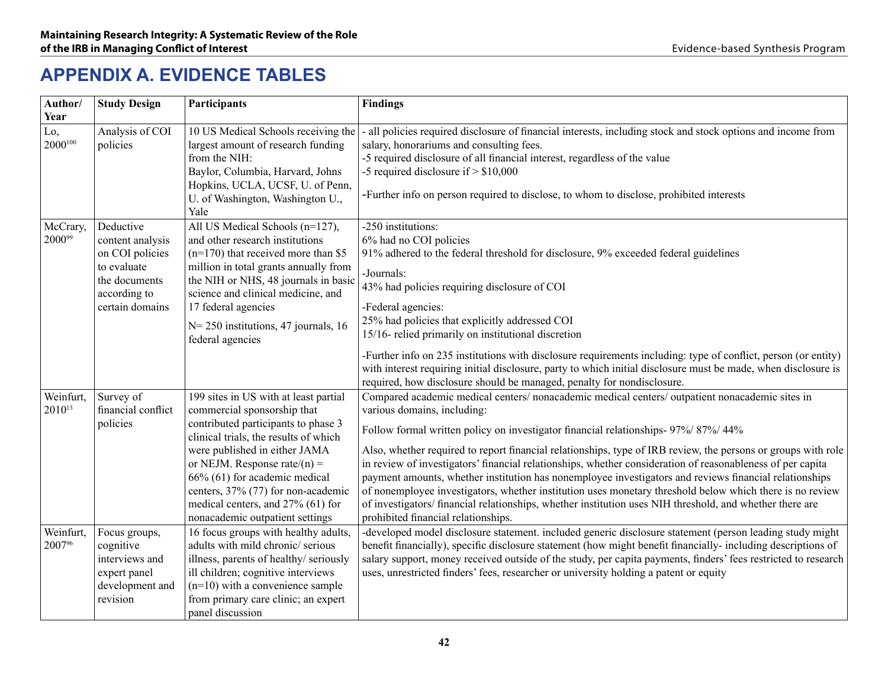# APPENDIX A. EVIDENCE TABLES

| Author/ Year | Study Design | Participants | Findings |
|---|---|---|---|
| Lo, 2000[100] | Analysis of COI policies | 10 US Medical Schools receiving the largest amount of research funding from the NIH: Baylor, Columbia, Harvard, Johns Hopkins, UCLA, UCSF, U. of Penn, U. of Washington, Washington U., Yale | - all policies required disclosure of financial interests, including stock and stock options and income from salary, honorariums and consulting fees.<br>-5 required disclosure of all financial interest, regardless of the value<br>-5 required disclosure if > $10,000<br><br>-Further info on person required to disclose, to whom to disclose, prohibited interests |
| McCrary, 2000[99] | Deductive content analysis on COI policies to evaluate the documents according to certain domains | All US Medical Schools (n=127), and other research institutions (n=170) that received more than $5 million in total grants annually from the NIH or NHS, 48 journals in basic science and clinical medicine, and 17 federal agencies<br><br>N= 250 institutions, 47 journals, 16 federal agencies | -250 institutions:<br>6% had no COI policies<br>91% adhered to the federal threshold for disclosure, 9% exceeded federal guidelines<br><br>-Journals:<br>43% had policies requiring disclosure of COI<br><br>-Federal agencies:<br>25% had policies that explicitly addressed COI<br>15/16- relied primarily on institutional discretion<br><br>-Further info on 235 institutions with disclosure requirements including: type of conflict, person (or entity) with interest requiring initial disclosure, party to which initial disclosure must be made, when disclosure is required, how disclosure should be managed, penalty for nondisclosure. |
| Weinfurt, 2010[13] | Survey of financial conflict policies | 199 sites in US with at least partial commercial sponsorship that contributed participants to phase 3 clinical trials, the results of which were published in either JAMA or NEJM. Response rate/(n) = 66% (61) for academic medical centers, 37% (77) for non-academic medical centers, and 27% (61) for nonacademic outpatient settings | Compared academic medical centers/ nonacademic medical centers/ outpatient nonacademic sites in various domains, including:<br><br>Follow formal written policy on investigator financial relationships- 97%/ 87%/ 44%<br><br>Also, whether required to report financial relationships, type of IRB review, the persons or groups with role in review of investigators' financial relationships, whether consideration of reasonableness of per capita payment amounts, whether institution has nonemployee investigators and reviews financial relationships of nonemployee investigators, whether institution uses monetary threshold below which there is no review of investigators/ financial relationships, whether institution uses NIH threshold, and whether there are prohibited financial relationships. |
| Weinfurt, 2007[96] | Focus groups, cognitive interviews and expert panel development and revision | 16 focus groups with healthy adults, adults with mild chronic/ serious illness, parents of healthy/ seriously ill children; cognitive interviews (n=10) with a convenience sample from primary care clinic; an expert panel discussion | -developed model disclosure statement. included generic disclosure statement (person leading study might benefit financially), specific disclosure statement (how might benefit financially- including descriptions of salary support, money received outside of the study, per capita payments, finders' fees restricted to research uses, unrestricted finders' fees, researcher or university holding a patent or equity |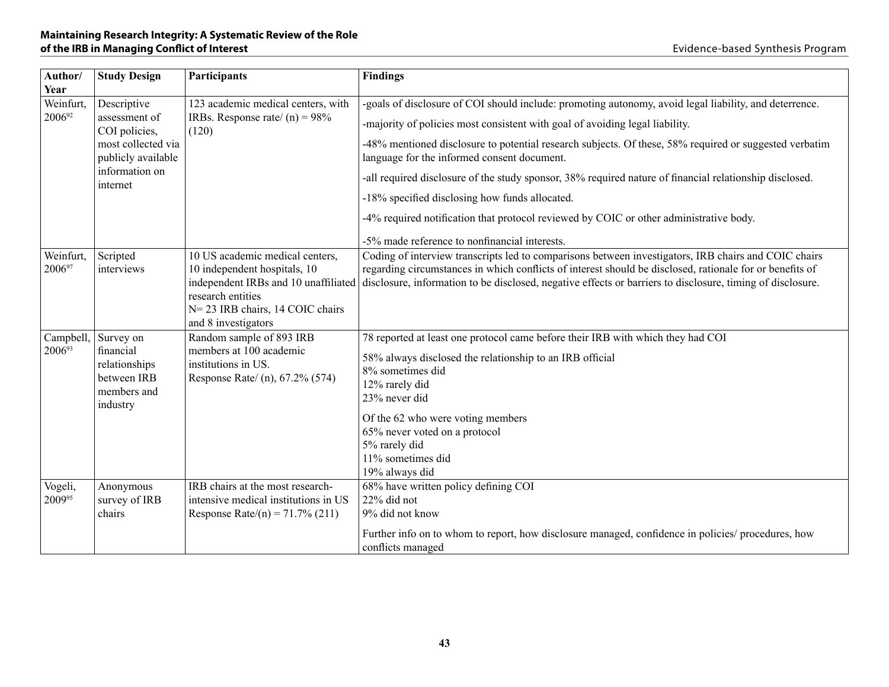| Author/ Year | Study Design | Participants | Findings |
|---|---|---|---|
| Weinfurt, 2006[92] | Descriptive assessment of COI policies, most collected via publicly available information on internet | 123 academic medical centers, with IRBs. Response rate/ (n) = 98% (120) | -goals of disclosure of COI should include: promoting autonomy, avoid legal liability, and deterrence.<br>-majority of policies most consistent with goal of avoiding legal liability.<br>-48% mentioned disclosure to potential research subjects. Of these, 58% required or suggested verbatim language for the informed consent document.<br>-all required disclosure of the study sponsor, 38% required nature of financial relationship disclosed.<br>-18% specified disclosing how funds allocated.<br>-4% required notification that protocol reviewed by COIC or other administrative body.<br>-5% made reference to nonfinancial interests. |
| Weinfurt, 2006[97] | Scripted interviews | 10 US academic medical centers, 10 independent hospitals, 10 independent IRBs and 10 unaffiliated research entities<br>N= 23 IRB chairs, 14 COIC chairs and 8 investigators | Coding of interview transcripts led to comparisons between investigators, IRB chairs and COIC chairs regarding circumstances in which conflicts of interest should be disclosed, rationale for or benefits of disclosure, information to be disclosed, negative effects or barriers to disclosure, timing of disclosure. |
| Campbell, 2006[93] | Survey on financial relationships between IRB members and industry | Random sample of 893 IRB members at 100 academic institutions in US.<br>Response Rate/ (n), 67.2% (574) | 78 reported at least one protocol came before their IRB with which they had COI<br>58% always disclosed the relationship to an IRB official<br>8% sometimes did<br>12% rarely did<br>23% never did<br>Of the 62 who were voting members<br>65% never voted on a protocol<br>5% rarely did<br>11% sometimes did<br>19% always did |
| Vogeli, 2009[95] | Anonymous survey of IRB chairs | IRB chairs at the most research-intensive medical institutions in US<br>Response Rate/(n) = 71.7% (211) | 68% have written policy defining COI<br>22% did not<br>9% did not know<br>Further info on to whom to report, how disclosure managed, confidence in policies/ procedures, how conflicts managed |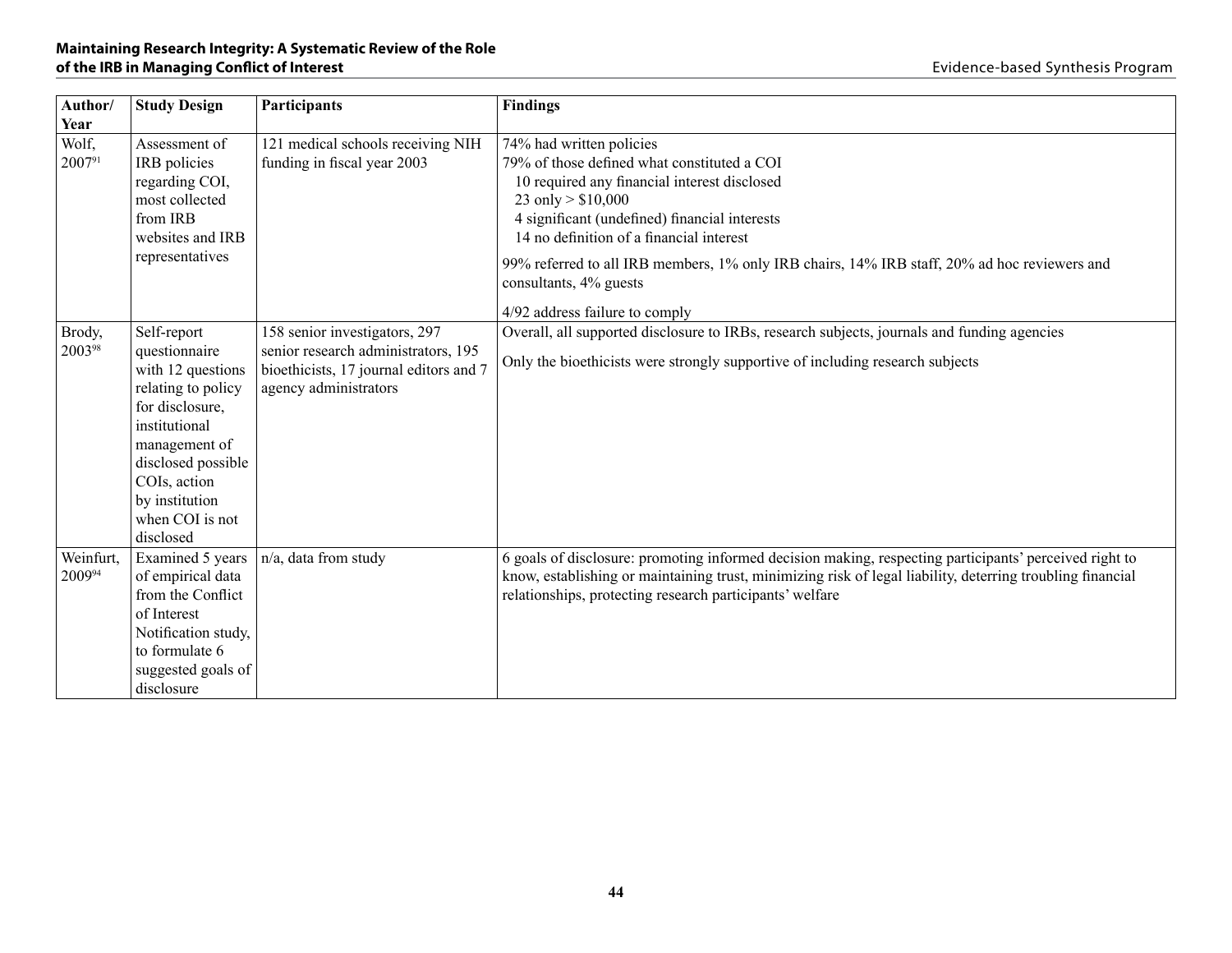| Author/ Year | Study Design | Participants | Findings |
|---|---|---|---|
| Wolf, 2007[91] | Assessment of IRB policies regarding COI, most collected from IRB websites and IRB representatives | 121 medical schools receiving NIH funding in fiscal year 2003 | 74% had written policies<br>79% of those defined what constituted a COI<br>10 required any financial interest disclosed<br>23 only > $10,000<br>4 significant (undefined) financial interests<br>14 no definition of a financial interest<br><br>99% referred to all IRB members, 1% only IRB chairs, 14% IRB staff, 20% ad hoc reviewers and consultants, 4% guests<br><br>4/92 address failure to comply |
| Brody, 2003[98] | Self-report questionnaire with 12 questions relating to policy for disclosure, institutional management of disclosed possible COIs, action by institution when COI is not disclosed | 158 senior investigators, 297 senior research administrators, 195 bioethicists, 17 journal editors and 7 agency administrators | Overall, all supported disclosure to IRBs, research subjects, journals and funding agencies<br><br>Only the bioethicists were strongly supportive of including research subjects |
| Weinfurt, 2009[94] | Examined 5 years of empirical data from the Conflict of Interest Notification study, to formulate 6 suggested goals of disclosure | n/a, data from study | 6 goals of disclosure: promoting informed decision making, respecting participants' perceived right to know, establishing or maintaining trust, minimizing risk of legal liability, deterring troubling financial relationships, protecting research participants' welfare |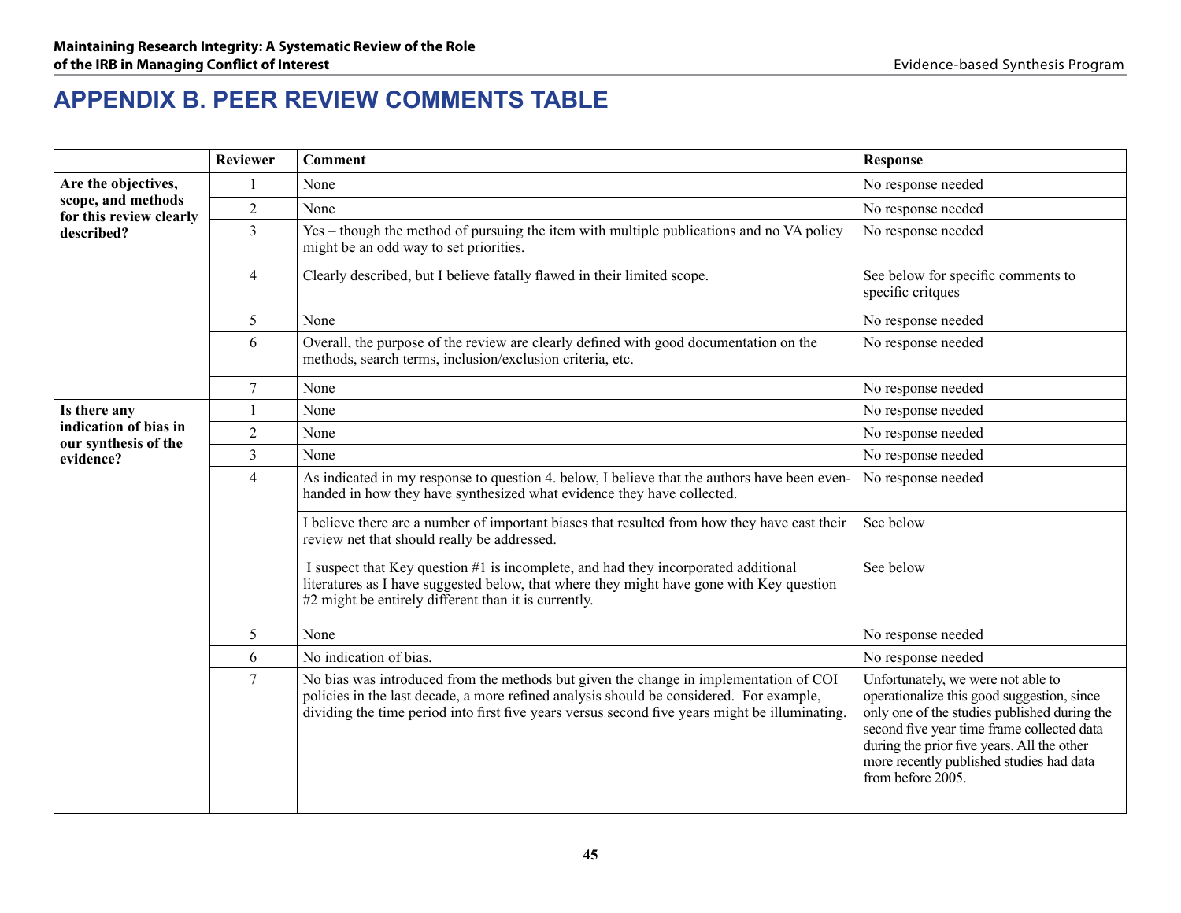# APPENDIX B. PEER REVIEW COMMENTS TABLE

| | Reviewer | Comment | Response |
|---|---|---|---|
| **Are the objectives, scope, and methods for this review clearly described?** | 1 | None | No response needed |
| | 2 | None | No response needed |
| | 3 | Yes – though the method of pursuing the item with multiple publications and no VA policy might be an odd way to set priorities. | No response needed |
| | 4 | Clearly described, but I believe fatally flawed in their limited scope. | See below for specific comments to specific critques |
| | 5 | None | No response needed |
| | 6 | Overall, the purpose of the review are clearly defined with good documentation on the methods, search terms, inclusion/exclusion criteria, etc. | No response needed |
| | 7 | None | No response needed |
| **Is there any indication of bias in our synthesis of the evidence?** | 1 | None | No response needed |
| | 2 | None | No response needed |
| | 3 | None | No response needed |
| | 4 | As indicated in my response to question 4. below, I believe that the authors have been even-handed in how they have synthesized what evidence they have collected. | No response needed |
| | | I believe there are a number of important biases that resulted from how they have cast their review net that should really be addressed. | See below |
| | | I suspect that Key question #1 is incomplete, and had they incorporated additional literatures as I have suggested below, that where they might have gone with Key question #2 might be entirely different than it is currently. | See below |
| | 5 | None | No response needed |
| | 6 | No indication of bias. | No response needed |
| | 7 | No bias was introduced from the methods but given the change in implementation of COI policies in the last decade, a more refined analysis should be considered. For example, dividing the time period into first five years versus second five years might be illuminating. | Unfortunately, we were not able to operationalize this good suggestion, since only one of the studies published during the second five year time frame collected data during the prior five years. All the other more recently published studies had data from before 2005. |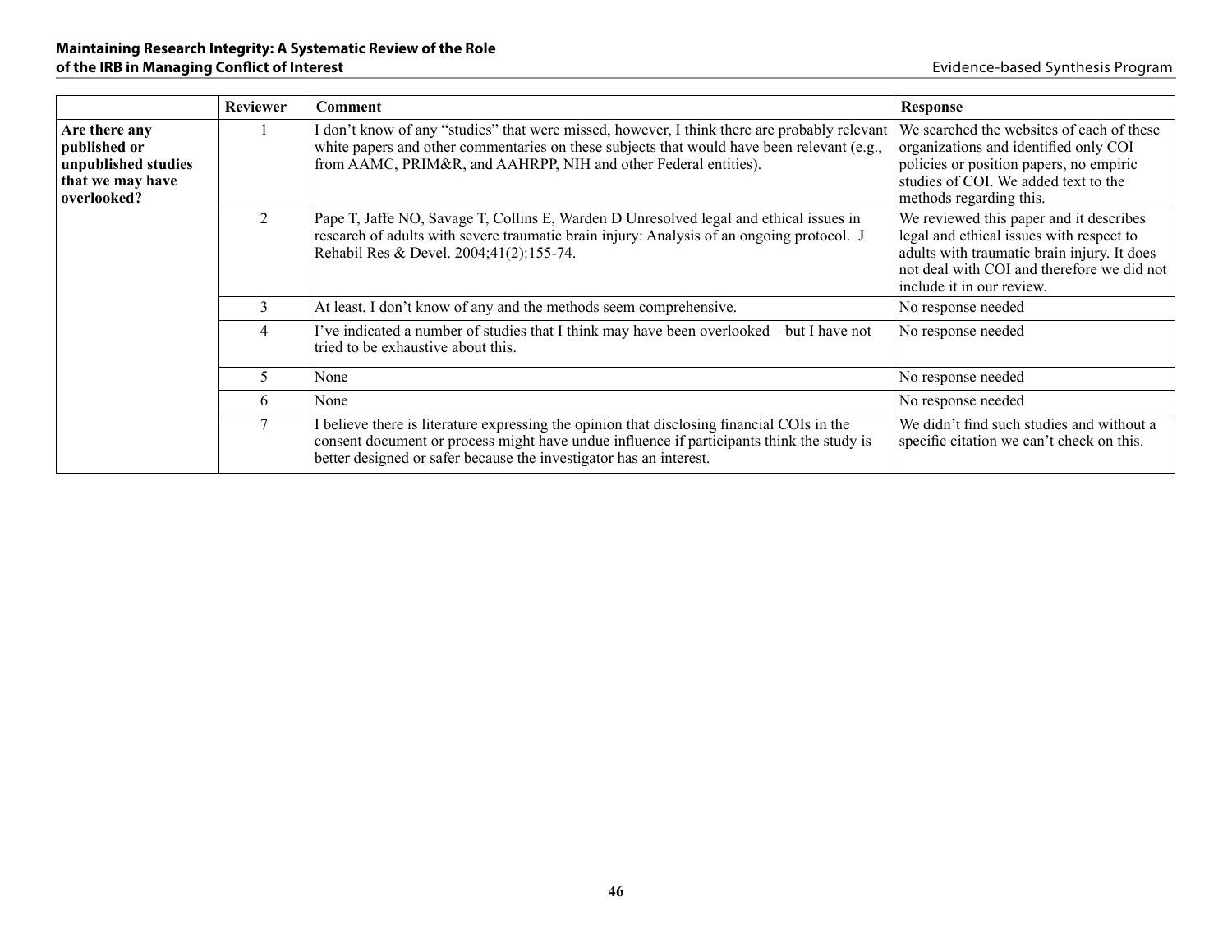| | Reviewer | Comment | Response |
|---|---|---|---|
| **Are there any published or unpublished studies that we may have overlooked?** | 1 | I don't know of any "studies" that were missed, however, I think there are probably relevant white papers and other commentaries on these subjects that would have been relevant (e.g., from AAMC, PRIM&R, and AAHRPP, NIH and other Federal entities). | We searched the websites of each of these organizations and identified only COI policies or position papers, no empiric studies of COI. We added text to the methods regarding this. |
| | 2 | Pape T, Jaffe NO, Savage T, Collins E, Warden D Unresolved legal and ethical issues in research of adults with severe traumatic brain injury: Analysis of an ongoing protocol. J Rehabil Res & Devel. 2004;41(2):155-74. | We reviewed this paper and it describes legal and ethical issues with respect to adults with traumatic brain injury. It does not deal with COI and therefore we did not include it in our review. |
| | 3 | At least, I don't know of any and the methods seem comprehensive. | No response needed |
| | 4 | I've indicated a number of studies that I think may have been overlooked – but I have not tried to be exhaustive about this. | No response needed |
| | 5 | None | No response needed |
| | 6 | None | No response needed |
| | 7 | I believe there is literature expressing the opinion that disclosing financial COIs in the consent document or process might have undue influence if participants think the study is better designed or safer because the investigator has an interest. | We didn't find such studies and without a specific citation we can't check on this. |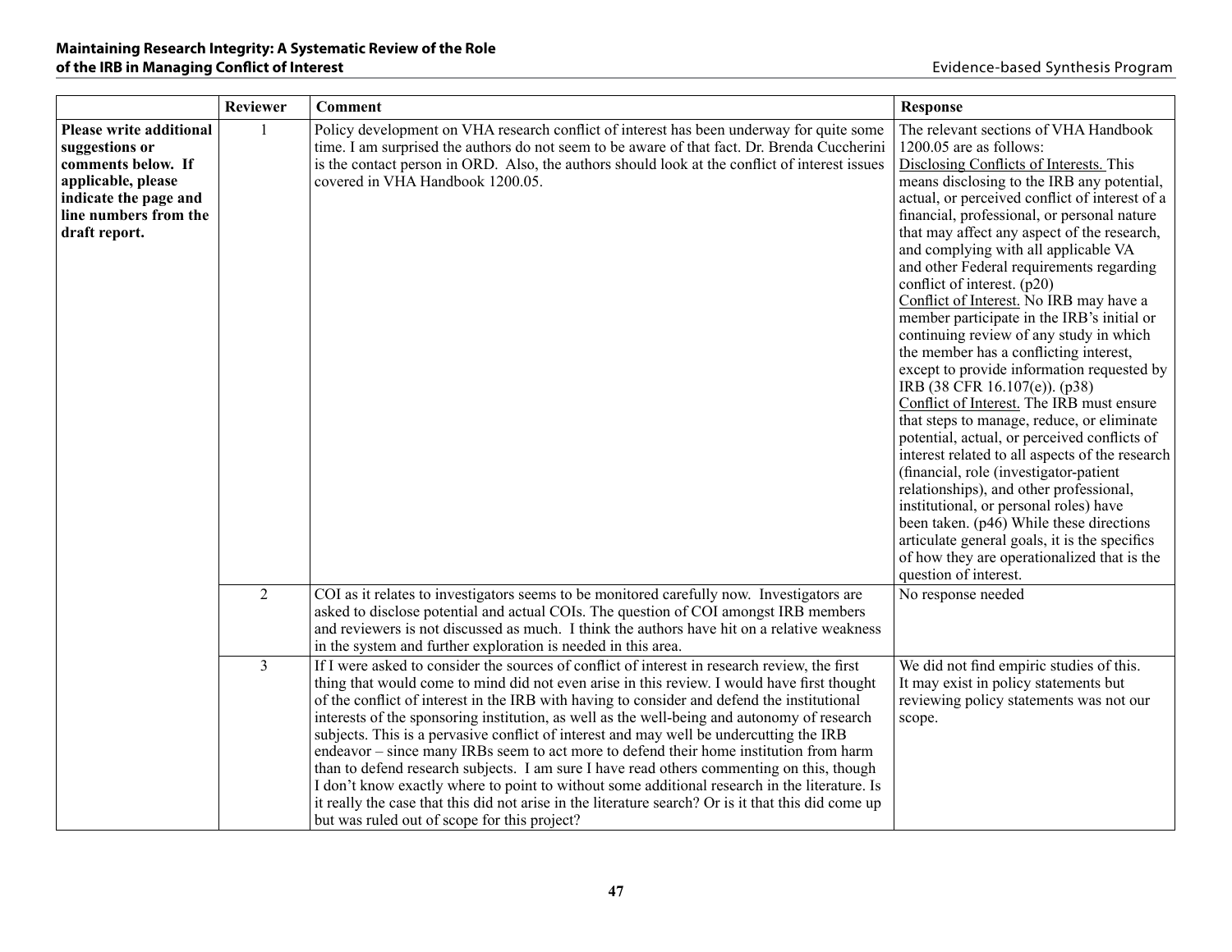| | Reviewer | Comment | Response |
|---|---|---|---|
| **Please write additional suggestions or comments below. If applicable, please indicate the page and line numbers from the draft report.** | 1 | Policy development on VHA research conflict of interest has been underway for quite some time. I am surprised the authors do not seem to be aware of that fact. Dr. Brenda Cuccherini is the contact person in ORD. Also, the authors should look at the conflict of interest issues covered in VHA Handbook 1200.05. | The relevant sections of VHA Handbook 1200.05 are as follows: <u>Disclosing Conflicts of Interests.</u> This means disclosing to the IRB any potential, actual, or perceived conflict of interest of a financial, professional, or personal nature that may affect any aspect of the research, and complying with all applicable VA and other Federal requirements regarding conflict of interest. (p20) <u>Conflict of Interest.</u> No IRB may have a member participate in the IRB's initial or continuing review of any study in which the member has a conflicting interest, except to provide information requested by IRB (38 CFR 16.107(e)). (p38) <u>Conflict of Interest.</u> The IRB must ensure that steps to manage, reduce, or eliminate potential, actual, perceived conflicts of interest related to all aspects of the research (financial, role (investigator-patient relationships), and other professional, institutional, or personal roles) have been taken. (p46) While these directions articulate general goals, it is the specifics of how they are operationalized that is the question of interest. |
| | 2 | COI as it relates to investigators seems to be monitored carefully now. Investigators are asked to disclose potential and actual COIs. The question of COI amongst IRB members and reviewers is not discussed as much. I think the authors have hit on a relative weakness in the system and further exploration is needed in this area. | No response needed |
| | 3 | If I were asked to consider the sources of conflict of interest in research review, the first thing that would come to mind did not even arise in this review. I would have first thought of the conflict of interest in the IRB with having to consider and defend the institutional interests of the sponsoring institution, as well as the well-being and autonomy of research subjects. This is a pervasive conflict of interest and may well be undercutting the IRB endeavor – since many IRBs seem to act more to defend their home institution from harm than to defend research subjects. I am sure I have read others commenting on this, though I don't know exactly where to point to without some additional research in the literature. Is it really the case that this did not arise in the literature search? Or is it that this did come up but was ruled out of scope for this project? | We did not find empiric studies of this. It may exist in policy statements but reviewing policy statements was not our scope. |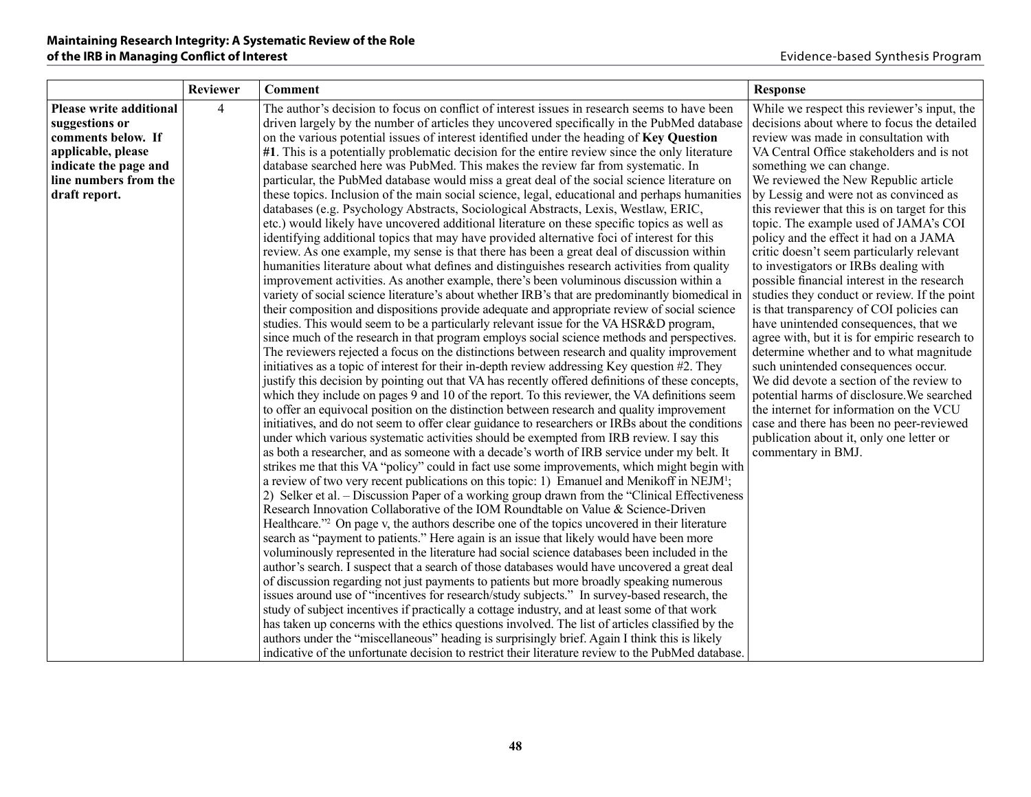| | Reviewer | Comment | Response |
|---|---|---|---|
| **Please write additional suggestions or comments below. If applicable, please indicate the page and line numbers from the draft report.** | 4 | The author's decision to focus on conflict of interest issues in research seems to have been driven largely by the number of articles they uncovered specifically in the PubMed database on the various potential issues of interest identified under the heading of **Key Question #1**. This is a potentially problematic decision for the entire review since the only literature database searched here was PubMed. This makes the review far from systematic. In particular, the PubMed database would miss a great deal of the social science literature on these topics. Inclusion of the main social science, legal, educational and perhaps humanities databases (e.g. Psychology Abstracts, Sociological Abstracts, Lexis, Westlaw, ERIC, etc.) would likely have uncovered additional literature on these specific topics as well as identifying additional topics that may have provided alternative foci of interest for this review. As one example, my sense is that there has been a great deal of discussion within humanities literature about what defines and distinguishes research activities from quality improvement activities. As another example, there's been voluminous discussion within a variety of social science literature's about whether IRB's that are predominantly biomedical in their composition and dispositions provide adequate and appropriate review of social science studies. This would seem to be a particularly relevant issue for the VA HSR&D program, since much of the research in that program employs social science methods and perspectives. The reviewers rejected a focus on the distinctions between research and quality improvement initiatives as a topic of interest for their in-depth review addressing Key question #2. They justify this decision by pointing out that VA has recently offered definitions of these concepts, which they include on pages 9 and 10 of the report. To this reviewer, the VA definitions seem to offer an equivocal position on the distinction between research and quality improvement initiatives, and do not seem to offer clear guidance to researchers or IRBs about the conditions under which various systematic activities should be exempted from IRB review. I say this as both a researcher, and as someone with a decade's worth of IRB service under my belt. It strikes me that this VA "policy" could in fact use some improvements, which might begin with a review of two very recent publications on this topic: 1) Emanuel and Menikoff in NEJM[1]; 2) Selker et al. – Discussion Paper of a working group drawn from the "Clinical Effectiveness Research Innovation Collaborative of the IOM Roundtable on Value & Science-Driven Healthcare."[2] On page v, the authors describe one of the topics uncovered in their literature search as "payment to patients." Here again is an issue that likely would have been more voluminously represented in the literature had social science databases been included in the author's search. I suspect that a search of those databases would have uncovered a great deal of discussion regarding not just payments to patients but more broadly speaking numerous issues around use of "incentives for research/study subjects." In survey-based research, the study of subject incentives if practically a cottage industry, and at least some of that work has taken up concerns with the ethics questions involved. The list of articles classified by the authors under the "miscellaneous" heading is surprisingly brief. Again I think this is likely indicative of the unfortunate decision to restrict their literature review to the PubMed database. | While we respect this reviewer's input, the decisions about where to focus the detailed review was made in consultation with VA Central Office stakeholders and is not something we can change.<br>We reviewed the New Republic article by Lessig and were not as convinced as this reviewer that this is on target for this topic. The example used of JAMA's COI policy and the effect it had on a JAMA critic doesn't seem particularly relevant to investigators or IRBs dealing with possible financial interest in the research studies they conduct or review. If the point is that transparency of COI policies can have unintended consequences, that we agree with, but it is for empiric research to determine whether and to what magnitude such unintended consequences occur.<br>We did devote a section of the review to potential harms of disclosure.We searched the internet for information on the VCU case and there has been no peer-reviewed publication about it, only one letter or commentary in BMJ. |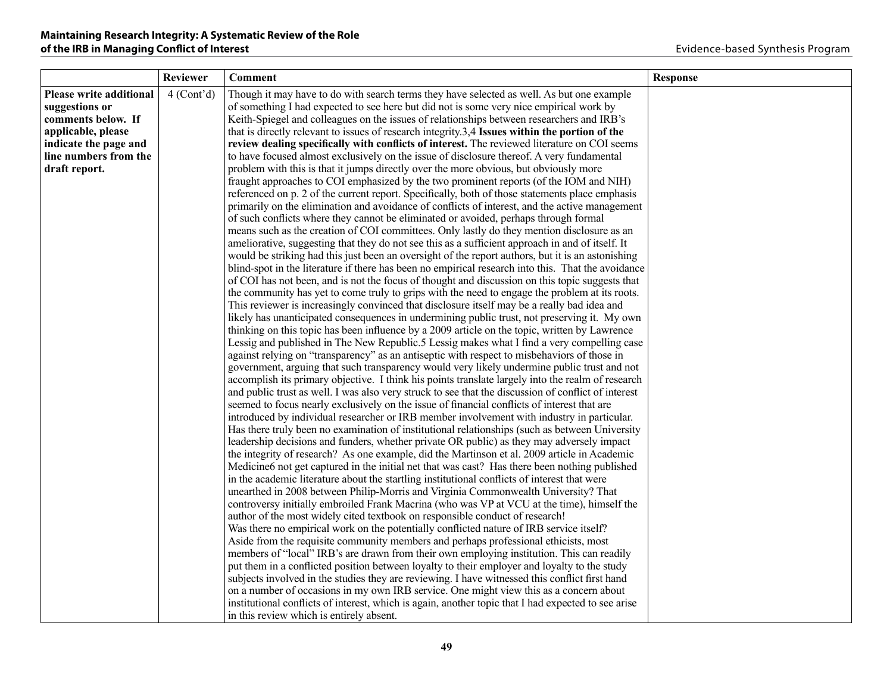| | Reviewer | Comment | Response |
|---|---|---|---|
| **Please write additional suggestions or comments below. If applicable, please indicate the page and line numbers from the draft report.** | 4 (Cont'd) | Though it may have to do with search terms they have selected as well. As but one example of something I had expected to see here but did not is some very nice empirical work by Keith-Spiegel and colleagues on the issues of relationships between researchers and IRB's that is directly relevant to issues of research integrity.[3,4] **Issues within the portion of the review dealing specifically with conflicts of interest.** The reviewed literature on COI seems to have focused almost exclusively on the issue of disclosure thereof. A very fundamental problem with this is that it jumps directly over the more obvious, but obviously more fraught approaches to COI emphasized by the two prominent reports (of the IOM and NIH) referenced on p. 2 of the current report. Specifically, both of those statements place emphasis primarily on the elimination and avoidance of conflicts of interest, and the active management of such conflicts where they cannot be eliminated or avoided, perhaps through formal means such as the creation of COI committees. Only lastly do they mention disclosure as an ameliorative, suggesting that they do not see this as a sufficient approach in and of itself. It would be striking had this just been an oversight of the report authors, but it is an astonishing blind-spot in the literature if there has been no empirical research into this. That the avoidance of COI has not been, and is not the focus of thought and discussion on this topic suggests that the community has yet to come truly to grips with the need to engage the problem at its roots. This reviewer is increasingly convinced that disclosure itself may be a really bad idea and likely has unanticipated consequences in undermining public trust, not preserving it. My own thinking on this topic has been influence by a 2009 article on the topic, written by Lawrence Lessig and published in The New Republic.[5] Lessig makes what I find a very compelling case against relying on "transparency" as an antiseptic with respect to misbehaviors of those in government, arguing that such transparency would very likely undermine public trust and not accomplish its primary objective. I think his points translate largely into the realm of research and public trust as well. I was also very struck to see that the discussion of conflict of interest seemed to focus nearly exclusively on the issue of financial conflicts of interest that are introduced by individual researcher or IRB member involvement with industry in particular. Has there truly been no examination of institutional relationships (such as between University leadership decisions and funders, whether private OR public) as they may adversely impact the integrity of research? As one example, did the Martinson et al. 2009 article in Academic Medicine[6] not get captured in the initial net that was cast? Has there been nothing published in the academic literature about the startling institutional conflicts of interest that were unearthed in 2008 between Philip-Morris and Virginia Commonwealth University? That controversy initially embroiled Frank Macrina (who was VP at VCU at the time), himself the author of the most widely cited textbook on responsible conduct of research! Was there no empirical work on the potentially conflicted nature of IRB service itself? Aside from the requisite community members and perhaps professional ethicists, most members of "local" IRB's are drawn from their own employing institution. This can readily put them in a conflicted position between loyalty to their employer and loyalty to the study subjects involved in the studies they are reviewing. I have witnessed this conflict first hand on a number of occasions in my own IRB service. One might view this as a concern about institutional conflicts of interest, which is again, another topic that I had expected to see arise in this review which is entirely absent. | |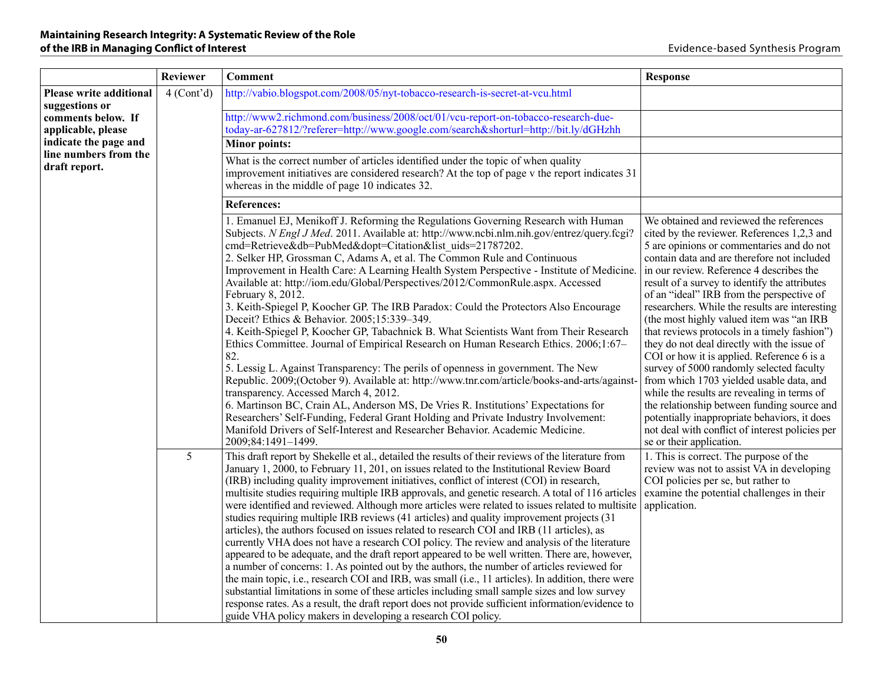| | Reviewer | Comment | Response |
|---|---|---|---|
| **Please write additional suggestions or comments below. If applicable, please indicate the page and line numbers from the draft report.** | 4 (Cont'd) | http://vabio.blogspot.com/2008/05/nyt-tobacco-research-is-secret-at-vcu.html | |
| | | http://www2.richmond.com/business/2008/oct/01/vcu-report-on-tobacco-research-due-today-ar-627812/?referer=http://www.google.com/search&shorturl=http://bit.ly/dGHzhh | |
| | | **Minor points:** | |
| | | What is the correct number of articles identified under the topic of when quality improvement initiatives are considered research? At the top of page v the report indicates 31 whereas in the middle of page 10 indicates 32. | |
| | | **References:** | |
| | | 1. Emanuel EJ, Menikoff J. Reforming the Regulations Governing Research with Human Subjects. *N Engl J Med*. 2011. Available at: http://www.ncbi.nlm.nih.gov/entrez/query.fcgi?cmd=Retrieve&db=PubMed&dopt=Citation&list_uids=21787202.<br>2. Selker HP, Grossman C, Adams A, et al. The Common Rule and Continuous Improvement in Health Care: A Learning Health System Perspective - Institute of Medicine. Available at: http://iom.edu/Global/Perspectives/2012/CommonRule.aspx. Accessed February 8, 2012.<br>3. Keith-Spiegel P, Koocher GP. The IRB Paradox: Could the Protectors Also Encourage Deceit? Ethics & Behavior. 2005;15:339–349.<br>4. Keith-Spiegel P, Koocher GP, Tabachnick B. What Scientists Want from Their Research Ethics Committee. Journal of Empirical Research on Human Research Ethics. 2006;1:67–82.<br>5. Lessig L. Against Transparency: The perils of openness in government. The New Republic. 2009;(October 9). Available at: http://www.tnr.com/article/books-and-arts/against-transparency. Accessed March 4, 2012.<br>6. Martinson BC, Crain AL, Anderson MS, De Vries R. Institutions' Expectations for Researchers' Self-Funding, Federal Grant Holding and Private Industry Involvement: Manifold Drivers of Self-Interest and Researcher Behavior. Academic Medicine. 2009;84:1491–1499. | We obtained and reviewed the references cited by the reviewer. References 1,2,3 and 5 are opinions or commentaries and do not contain data and are therefore not included in our review. Reference 4 describes the result of a survey to identify the attributes of an "ideal" IRB from the perspective of researchers. While the results are interesting (the most highly valued item was "an IRB that reviews protocols in a timely fashion") they do not deal directly with the issue of COI or how it is applied. Reference 6 is a survey of 5000 randomly selected faculty from which 1703 yielded usable data, and while the results are revealing in terms of the relationship between funding source and potentially inappropriate behaviors, it does not deal with conflict of interest policies per se or their application. |
| | 5 | This draft report by Shekelle et al., detailed the results of their reviews of the literature from January 1, 2000, to February 11, 201, on issues related to the Institutional Review Board (IRB) including quality improvement initiatives, conflict of interest (COI) in research, multisite studies requiring multiple IRB approvals, and genetic research. A total of 116 articles were identified and reviewed. Although more articles were related to issues related to multisite studies requiring multiple IRB reviews (41 articles) and quality improvement projects (31 articles), the authors focused on issues related to research COI and IRB (11 articles), as currently VHA does not have a research COI policy. The review and analysis of the literature appeared to be adequate, and the draft report appeared to be well written. There are, however, a number of concerns: 1. As pointed out by the authors, the number of articles reviewed for the main topic, i.e., research COI and IRB, was small (i.e., 11 articles). In addition, there were substantial limitations in some of these articles including small sample sizes and low survey response rates. As a result, the draft report does not provide sufficient information/evidence to guide VHA policy makers in developing a research COI policy. | 1. This is correct. The purpose of the review was not to assist VA in developing COI policies per se, but rather to examine the potential challenges in their application. |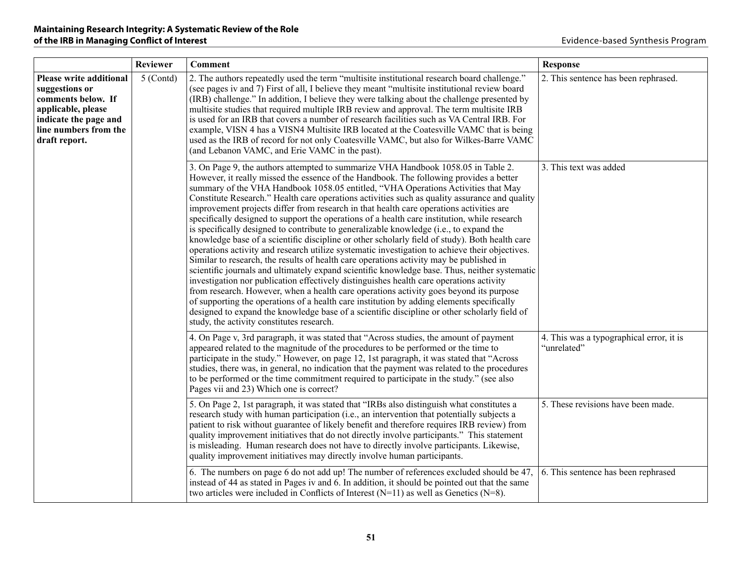| | Reviewer | Comment | Response |
|---|---|---|---|
| **Please write additional suggestions or comments below. If applicable, please indicate the page and line numbers from the draft report.** | 5 (Contd) | 2. The authors repeatedly used the term "multisite institutional research board challenge." (see pages iv and 7) First of all, I believe they meant "multisite institutional review board (IRB) challenge." In addition, I believe they were talking about the challenge presented by multisite studies that required multiple IRB review and approval. The term multisite IRB is used for an IRB that covers a number of research facilities such as VA Central IRB. For example, VISN 4 has a VISN4 Multisite IRB located at the Coatesville VAMC that is being used as the IRB of record for not only Coatesville VAMC, but also for Wilkes-Barre VAMC (and Lebanon VAMC, and Erie VAMC in the past). | 2. This sentence has been rephrased. |
| | | 3. On Page 9, the authors attempted to summarize VHA Handbook 1058.05 in Table 2. However, it really missed the essence of the Handbook. The following provides a better summary of the VHA Handbook 1058.05 entitled, "VHA Operations Activities that May Constitute Research." Health care operations activities such as quality assurance and quality improvement projects differ from research in that health care operations activities are specifically designed to support the operations of a health care institution, while research is specifically designed to contribute to generalizable knowledge (i.e., to expand the knowledge base of a scientific discipline or other scholarly field of study). Both health care operations activity and research utilize systematic investigation to achieve their objectives. Similar to research, the results of health care operations activity may be published in scientific journals and ultimately expand scientific knowledge base. Thus, neither systematic investigation nor publication effectively distinguishes health care operations activity from research. However, when a health care operations activity goes beyond its purpose of supporting the operations of a health care institution by adding elements specifically designed to expand the knowledge base of a scientific discipline or other scholarly field of study, the activity constitutes research. | 3. This text was added |
| | | 4. On Page v, 3rd paragraph, it was stated that "Across studies, the amount of payment appeared related to the magnitude of the procedures to be performed or the time to participate in the study." However, on page 12, 1st paragraph, it was stated that "Across studies, there was, in general, no indication that the payment was related to the procedures to be performed or the time commitment required to participate in the study." (see also Pages vii and 23) Which one is correct? | 4. This was a typographical error, it is "unrelated" |
| | | 5. On Page 2, 1st paragraph, it was stated that "IRBs also distinguish what constitutes a research study with human participation (i.e., an intervention that potentially subjects a patient to risk without guarantee of likely benefit and therefore requires IRB review) from quality improvement initiatives that do not directly involve participants." This statement is misleading. Human research does not have to directly involve participants. Likewise, quality improvement initiatives may directly involve human participants. | 5. These revisions have been made. |
| | | 6. The numbers on page 6 do not add up! The number of references excluded should be 47, instead of 44 as stated in Pages iv and 6. In addition, it should be pointed out that the same two articles were included in Conflicts of Interest (N=11) as well as Genetics (N=8). | 6. This sentence has been rephrased |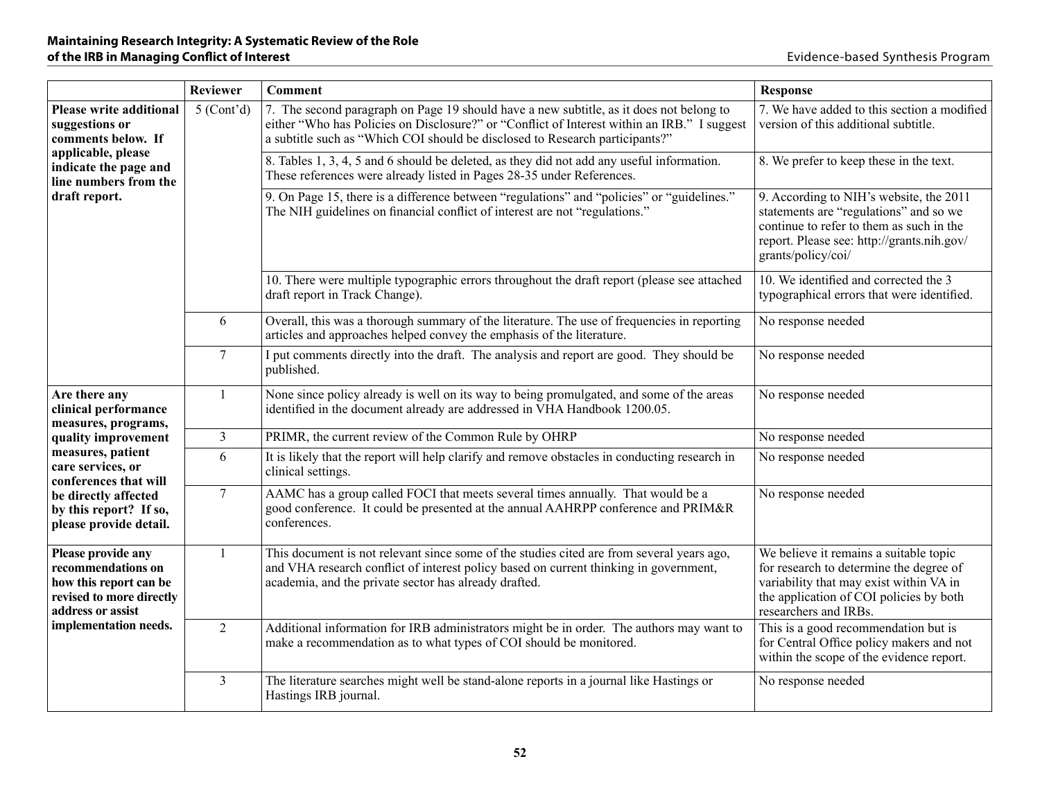| | Reviewer | Comment | Response |
|---|---|---|---|
| **Please write additional suggestions or comments below. If applicable, please indicate the page and line numbers from the draft report.** | 5 (Cont'd) | 7. The second paragraph on Page 19 should have a new subtitle, as it does not belong to either "Who has Policies on Disclosure?" or "Conflict of Interest within an IRB." I suggest a subtitle such as "Which COI should be disclosed to Research participants?" | 7. We have added to this section a modified version of this additional subtitle. |
| | | 8. Tables 1, 3, 4, 5 and 6 should be deleted, as they did not add any useful information. These references were already listed in Pages 28-35 under References. | 8. We prefer to keep these in the text. |
| | | 9. On Page 15, there is a difference between "regulations" and "policies" or "guidelines." The NIH guidelines on financial conflict of interest are not "regulations." | 9. According to NIH's website, the 2011 statements are "regulations" and so we continue to refer to them as such in the report. Please see: http://grants.nih.gov/grants/policy/coi/ |
| | | 10. There were multiple typographic errors throughout the draft report (please see attached draft report in Track Change). | 10. We identified and corrected the 3 typographical errors that were identified. |
| | 6 | Overall, this was a thorough summary of the literature. The use of frequencies in reporting articles and approaches helped convey the emphasis of the literature. | No response needed |
| | 7 | I put comments directly into the draft. The analysis and report are good. They should be published. | No response needed |
| **Are there any clinical performance measures, programs, quality improvement measures, patient care services, or conferences that will be directly affected by this report? If so, please provide detail.** | 1 | None since policy already is well on its way to being promulgated, and some of the areas identified in the document already are addressed in VHA Handbook 1200.05. | No response needed |
| | 3 | PRIMR, the current review of the Common Rule by OHRP | No response needed |
| | 6 | It is likely that the report will help clarify and remove obstacles in conducting research in clinical settings. | No response needed |
| | 7 | AAMC has a group called FOCI that meets several times annually. That would be a good conference. It could be presented at the annual AAHRPP conference and PRIM&R conferences. | No response needed |
| **Please provide any recommendations on how this report can be revised to more directly address or assist implementation needs.** | 1 | This document is not relevant since some of the studies cited are from several years ago, and VHA research conflict of interest policy based on current thinking in government, academia, and the private sector has already drafted. | We believe it remains a suitable topic for research to determine the degree of variability that may exist within VA in the application of COI policies by both researchers and IRBs. |
| | 2 | Additional information for IRB administrators might be in order. The authors may want to make a recommendation as to what types of COI should be monitored. | This is a good recommendation but is for Central Office policy makers and not within the scope of the evidence report. |
| | 3 | The literature searches might well be stand-alone reports in a journal like Hastings or Hastings IRB journal. | No response needed |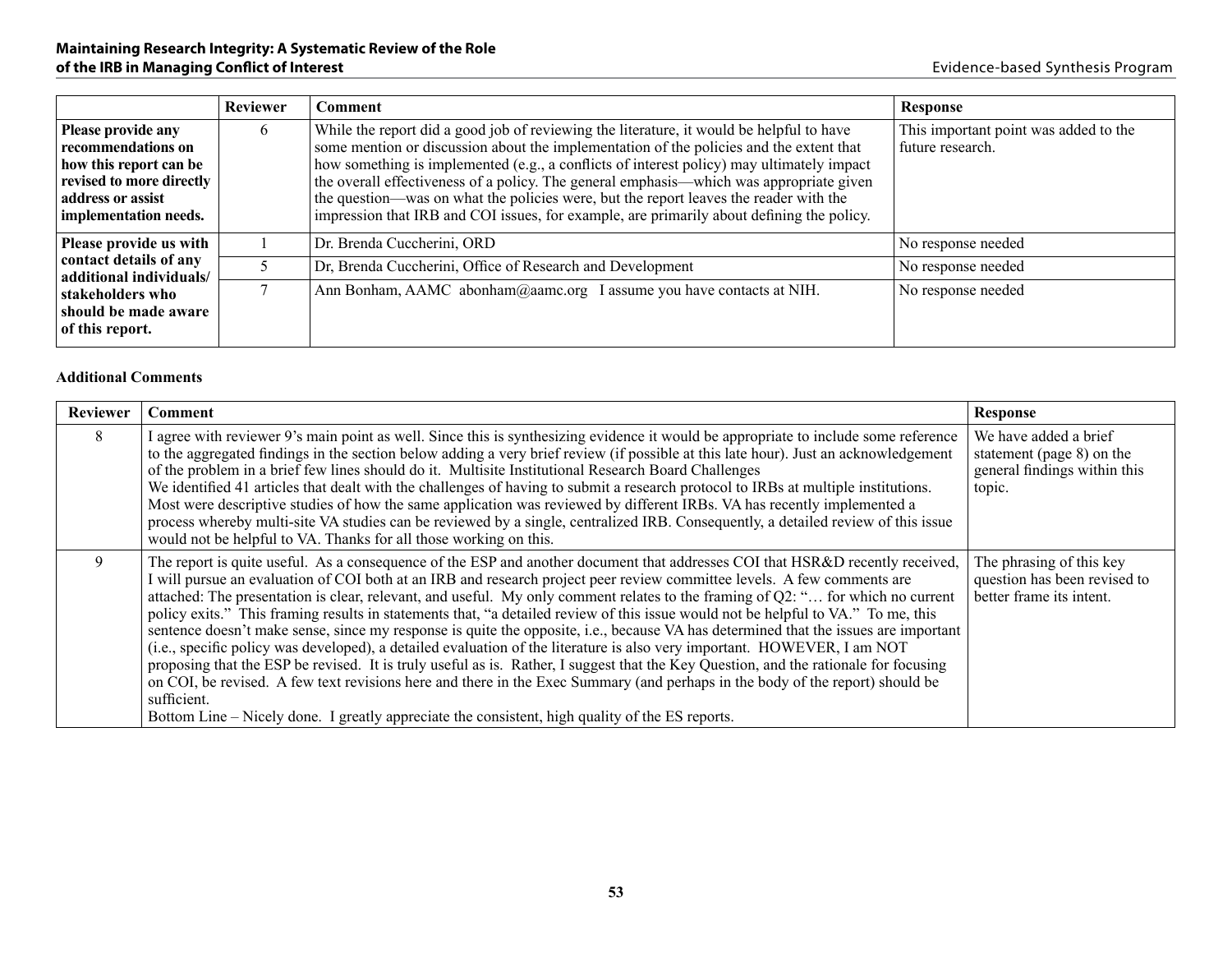| | Reviewer | Comment | Response |
|---|---|---|---|
| **Please provide any recommendations on how this report can be revised to more directly address or assist implementation needs.** | 6 | While the report did a good job of reviewing the literature, it would be helpful to have some mention or discussion about the implementation of the policies and the extent that how something is implemented (e.g., a conflicts of interest policy) may ultimately impact the overall effectiveness of a policy. The general emphasis—which was appropriate given the question—was on what the policies were, but the report leaves the reader with the impression that IRB and COI issues, for example, are primarily about defining the policy. | This important point was added to the future research. |
| **Please provide us with contact details of any additional individuals/ stakeholders who should be made aware of this report.** | 1 | Dr. Brenda Cuccherini, ORD | No response needed |
| | 5 | Dr, Brenda Cuccherini, Office of Research and Development | No response needed |
| | 7 | Ann Bonham, AAMC abonham@aamc.org I assume you have contacts at NIH. | No response needed |

**Additional Comments**

| Reviewer | Comment | Response |
|---|---|---|
| 8 | I agree with reviewer 9's main point as well. Since this is synthesizing evidence it would be appropriate to include some reference to the aggregated findings in the section below adding a very brief review (if possible at this late hour). Just an acknowledgement of the problem in a brief few lines should do it. Multisite Institutional Research Board Challenges We identified 41 articles that dealt with the challenges of having to submit a research protocol to IRBs at multiple institutions. Most were descriptive studies of how the same application was reviewed by different IRBs. VA has recently implemented a process whereby multi-site VA studies can be reviewed by a single, centralized IRB. Consequently, a detailed review of this issue would not be helpful to VA. Thanks for all those working on this. | We have added a brief statement (page 8) on the general findings within this topic. |
| 9 | The report is quite useful. As a consequence of the ESP and another document that addresses COI that HSR&D recently received, I will pursue an evaluation of COI both at an IRB and research project peer review committee levels. A few comments are attached: The presentation is clear, relevant, and useful. My only comment relates to the framing of Q2: "… for which no current policy exits." This framing results in statements that, "a detailed review of this issue would not be helpful to VA." To me, this sentence doesn't make sense, since my response is quite the opposite, i.e., because VA has determined that the issues are important (i.e., specific policy was developed), a detailed evaluation of the literature is also very important. HOWEVER, I am NOT proposing that the ESP be revised. It is truly useful as is. Rather, I suggest that the Key Question, and the rationale for focusing on COI, be revised. A few text revisions here and there in the Exec Summary (and perhaps in the body of the report) should be sufficient. Bottom Line – Nicely done. I greatly appreciate the consistent, high quality of the ES reports. | The phrasing of this key question has been revised to better frame its intent. |